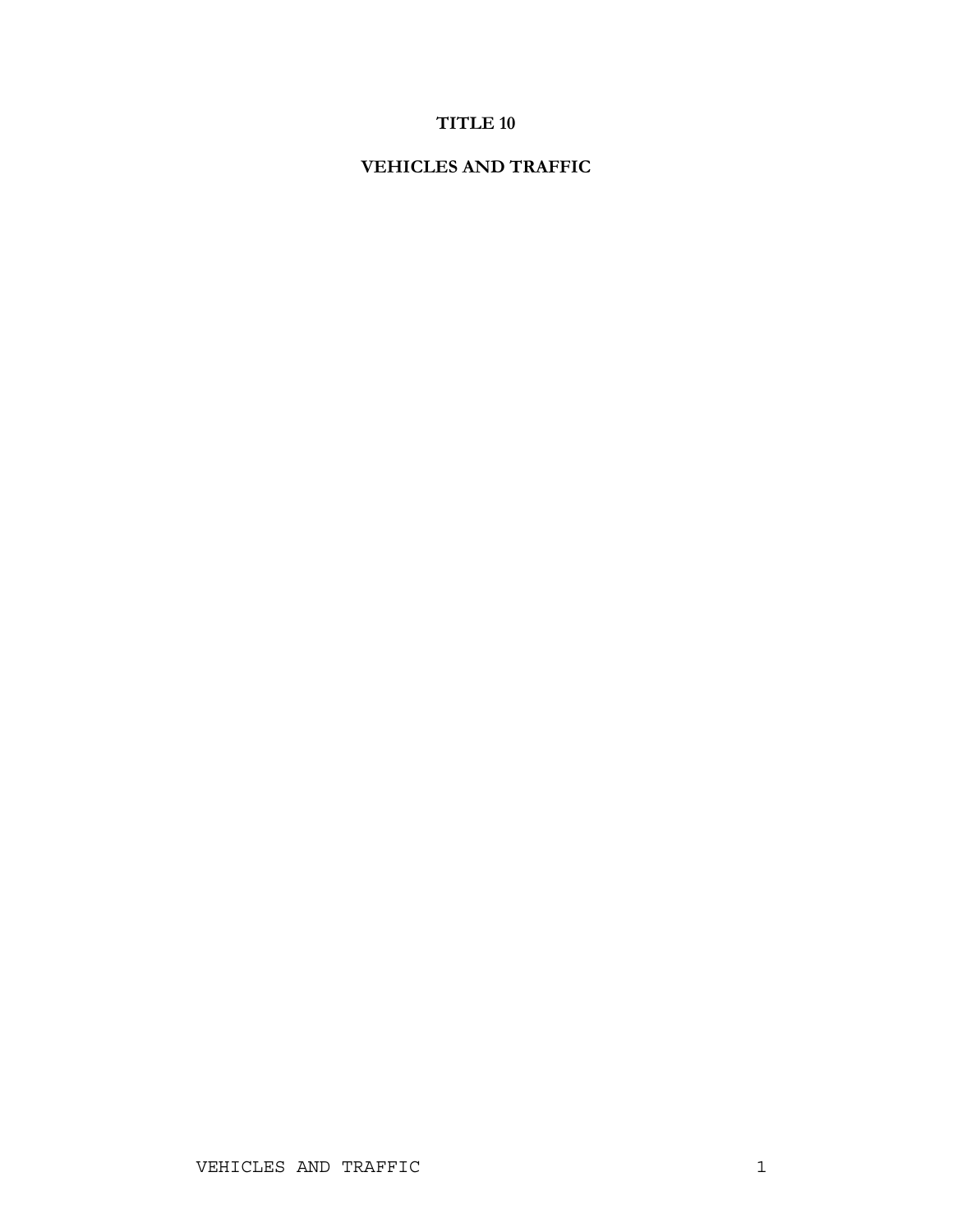# TITLE 10

# VEHICLES AND TRAFFIC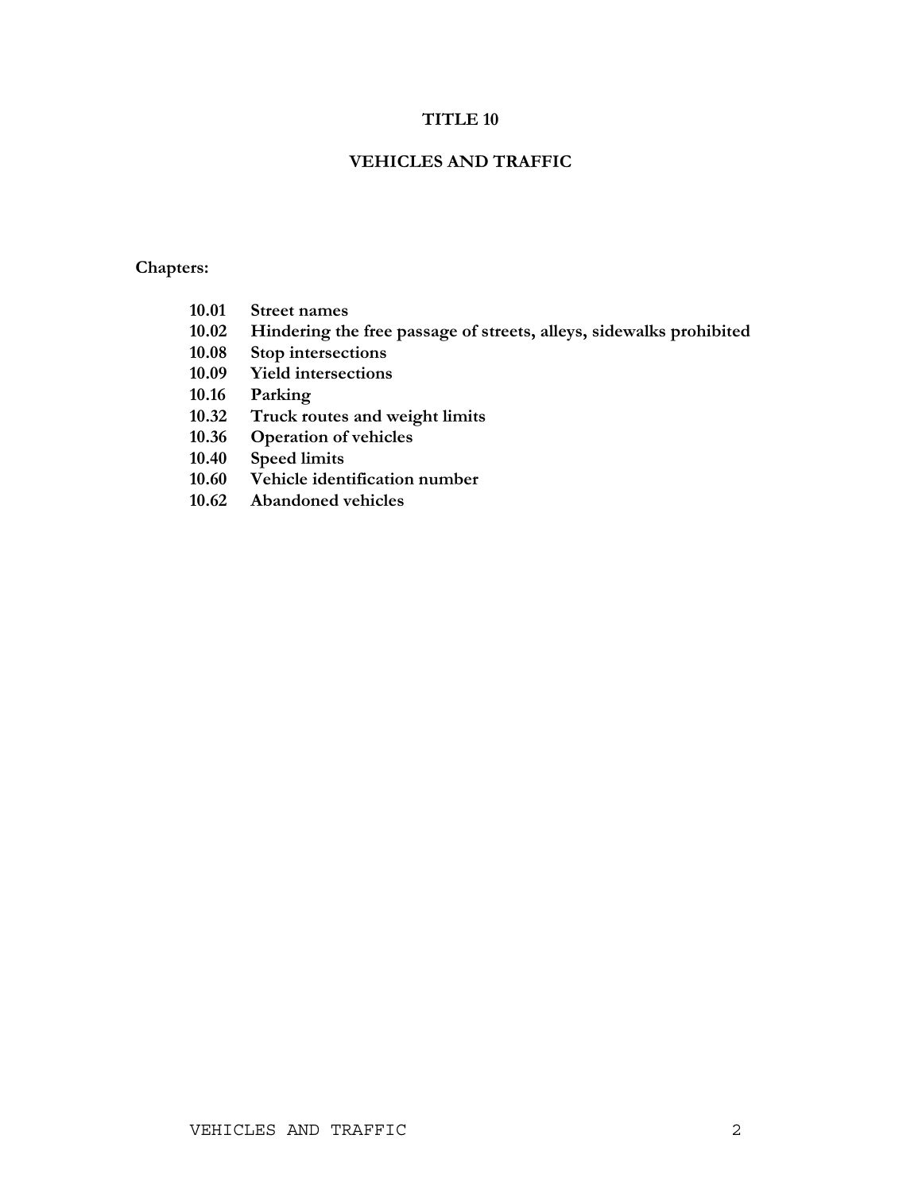# TITLE 10

# VEHICLES AND TRAFFIC

**Chapters:**

**10.01 Street names**
**10.02 Hindering the free passage of streets, alleys, sidewalks prohibited**
**10.08 Stop intersections**
**10.09 Yield intersections**
**10.16 Parking**
**10.32 Truck routes and weight limits**
**10.36 Operation of vehicles**
**10.40 Speed limits**
**10.60 Vehicle identification number**
**10.62 Abandoned vehicles**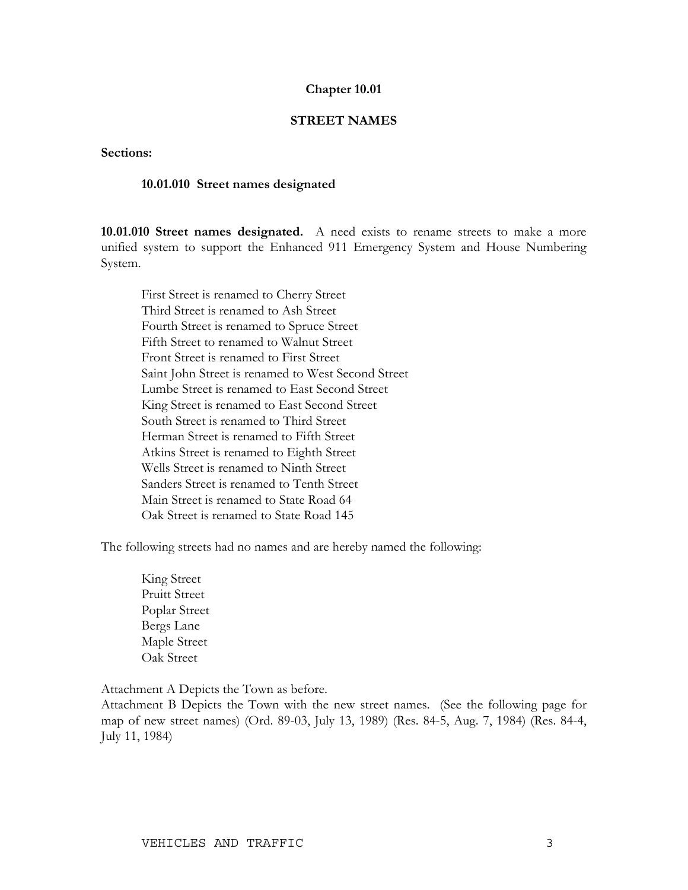# Chapter 10.01

## STREET NAMES

**Sections:**

**10.01.010 Street names designated**

**10.01.010 Street names designated.** A need exists to rename streets to make a more unified system to support the Enhanced 911 Emergency System and House Numbering System.

First Street is renamed to Cherry Street
Third Street is renamed to Ash Street
Fourth Street is renamed to Spruce Street
Fifth Street to renamed to Walnut Street
Front Street is renamed to First Street
Saint John Street is renamed to West Second Street
Lumbe Street is renamed to East Second Street
King Street is renamed to East Second Street
South Street is renamed to Third Street
Herman Street is renamed to Fifth Street
Atkins Street is renamed to Eighth Street
Wells Street is renamed to Ninth Street
Sanders Street is renamed to Tenth Street
Main Street is renamed to State Road 64
Oak Street is renamed to State Road 145

The following streets had no names and are hereby named the following:

King Street
Pruitt Street
Poplar Street
Bergs Lane
Maple Street
Oak Street

Attachment A Depicts the Town as before.
Attachment B Depicts the Town with the new street names. (See the following page for map of new street names) (Ord. 89-03, July 13, 1989) (Res. 84-5, Aug. 7, 1984) (Res. 84-4, July 11, 1984)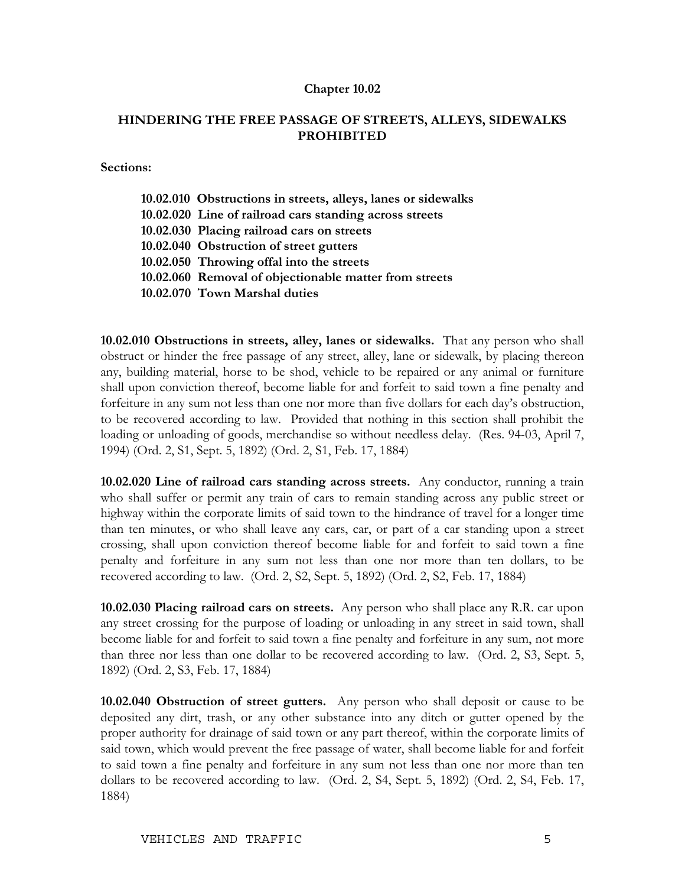# Chapter 10.02

## HINDERING THE FREE PASSAGE OF STREETS, ALLEYS, SIDEWALKS PROHIBITED

**Sections:**

**10.02.010 Obstructions in streets, alleys, lanes or sidewalks**
**10.02.020 Line of railroad cars standing across streets**
**10.02.030 Placing railroad cars on streets**
**10.02.040 Obstruction of street gutters**
**10.02.050 Throwing offal into the streets**
**10.02.060 Removal of objectionable matter from streets**
**10.02.070 Town Marshal duties**

**10.02.010 Obstructions in streets, alley, lanes or sidewalks.** That any person who shall obstruct or hinder the free passage of any street, alley, lane or sidewalk, by placing thereon any, building material, horse to be shod, vehicle to be repaired or any animal or furniture shall upon conviction thereof, become liable for and forfeit to said town a fine penalty and forfeiture in any sum not less than one nor more than five dollars for each day's obstruction, to be recovered according to law. Provided that nothing in this section shall prohibit the loading or unloading of goods, merchandise so without needless delay. (Res. 94-03, April 7, 1994) (Ord. 2, S1, Sept. 5, 1892) (Ord. 2, S1, Feb. 17, 1884)

**10.02.020 Line of railroad cars standing across streets.** Any conductor, running a train who shall suffer or permit any train of cars to remain standing across any public street or highway within the corporate limits of said town to the hindrance of travel for a longer time than ten minutes, or who shall leave any cars, car, or part of a car standing upon a street crossing, shall upon conviction thereof become liable for and forfeit to said town a fine penalty and forfeiture in any sum not less than one nor more than ten dollars, to be recovered according to law. (Ord. 2, S2, Sept. 5, 1892) (Ord. 2, S2, Feb. 17, 1884)

**10.02.030 Placing railroad cars on streets.** Any person who shall place any R.R. car upon any street crossing for the purpose of loading or unloading in any street in said town, shall become liable for and forfeit to said town a fine penalty and forfeiture in any sum, not more than three nor less than one dollar to be recovered according to law. (Ord. 2, S3, Sept. 5, 1892) (Ord. 2, S3, Feb. 17, 1884)

**10.02.040 Obstruction of street gutters.** Any person who shall deposit or cause to be deposited any dirt, trash, or any other substance into any ditch or gutter opened by the proper authority for drainage of said town or any part thereof, within the corporate limits of said town, which would prevent the free passage of water, shall become liable for and forfeit to said town a fine penalty and forfeiture in any sum not less than one nor more than ten dollars to be recovered according to law. (Ord. 2, S4, Sept. 5, 1892) (Ord. 2, S4, Feb. 17, 1884)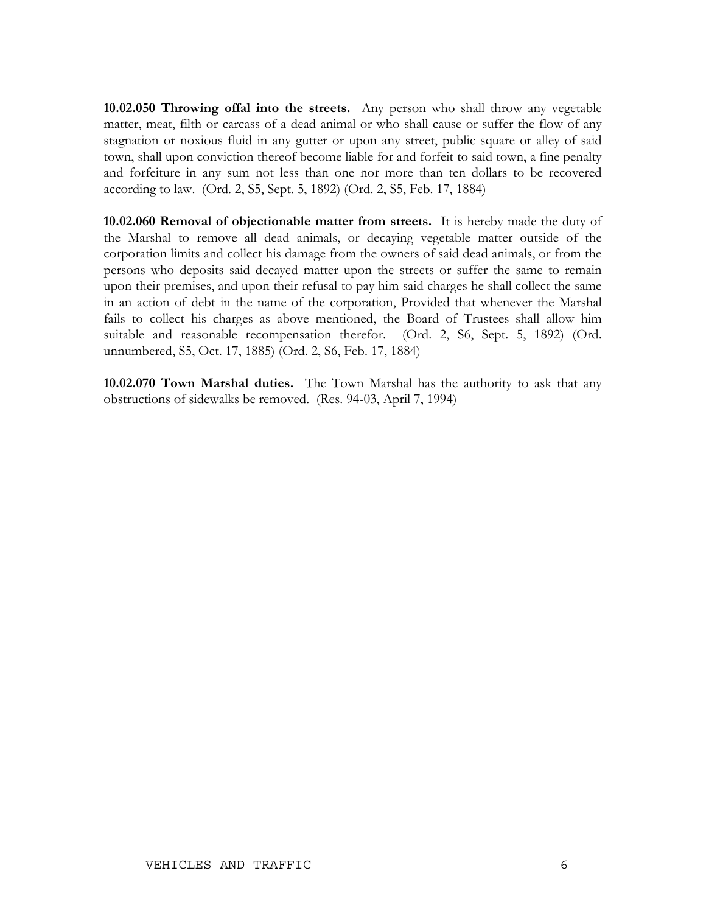**10.02.050 Throwing offal into the streets.** Any person who shall throw any vegetable matter, meat, filth or carcass of a dead animal or who shall cause or suffer the flow of any stagnation or noxious fluid in any gutter or upon any street, public square or alley of said town, shall upon conviction thereof become liable for and forfeit to said town, a fine penalty and forfeiture in any sum not less than one nor more than ten dollars to be recovered according to law. (Ord. 2, S5, Sept. 5, 1892) (Ord. 2, S5, Feb. 17, 1884)

**10.02.060 Removal of objectionable matter from streets.** It is hereby made the duty of the Marshal to remove all dead animals, or decaying vegetable matter outside of the corporation limits and collect his damage from the owners of said dead animals, or from the persons who deposits said decayed matter upon the streets or suffer the same to remain upon their premises, and upon their refusal to pay him said charges he shall collect the same in an action of debt in the name of the corporation, Provided that whenever the Marshal fails to collect his charges as above mentioned, the Board of Trustees shall allow him suitable and reasonable recompensation therefor. (Ord. 2, S6, Sept. 5, 1892) (Ord. unnumbered, S5, Oct. 17, 1885) (Ord. 2, S6, Feb. 17, 1884)

**10.02.070 Town Marshal duties.** The Town Marshal has the authority to ask that any obstructions of sidewalks be removed. (Res. 94-03, April 7, 1994)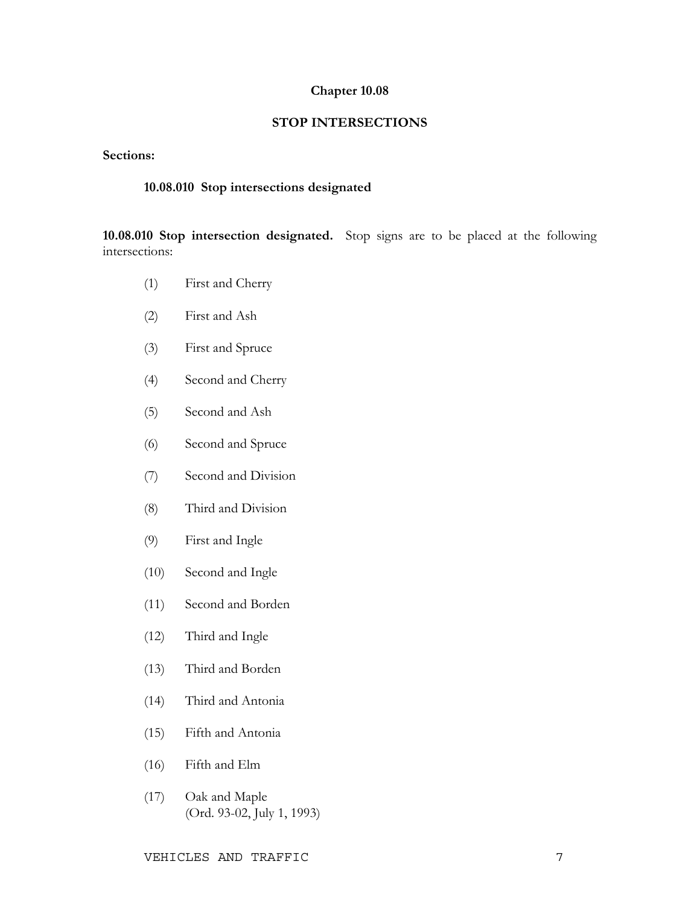# Chapter 10.08

## STOP INTERSECTIONS

**Sections:**

**10.08.010 Stop intersections designated**

**10.08.010 Stop intersection designated.** Stop signs are to be placed at the following intersections:

(1) First and Cherry

(2) First and Ash

(3) First and Spruce

(4) Second and Cherry

(5) Second and Ash

(6) Second and Spruce

(7) Second and Division

(8) Third and Division

(9) First and Ingle

(10) Second and Ingle

(11) Second and Borden

(12) Third and Ingle

(13) Third and Borden

(14) Third and Antonia

(15) Fifth and Antonia

(16) Fifth and Elm

(17) Oak and Maple
(Ord. 93-02, July 1, 1993)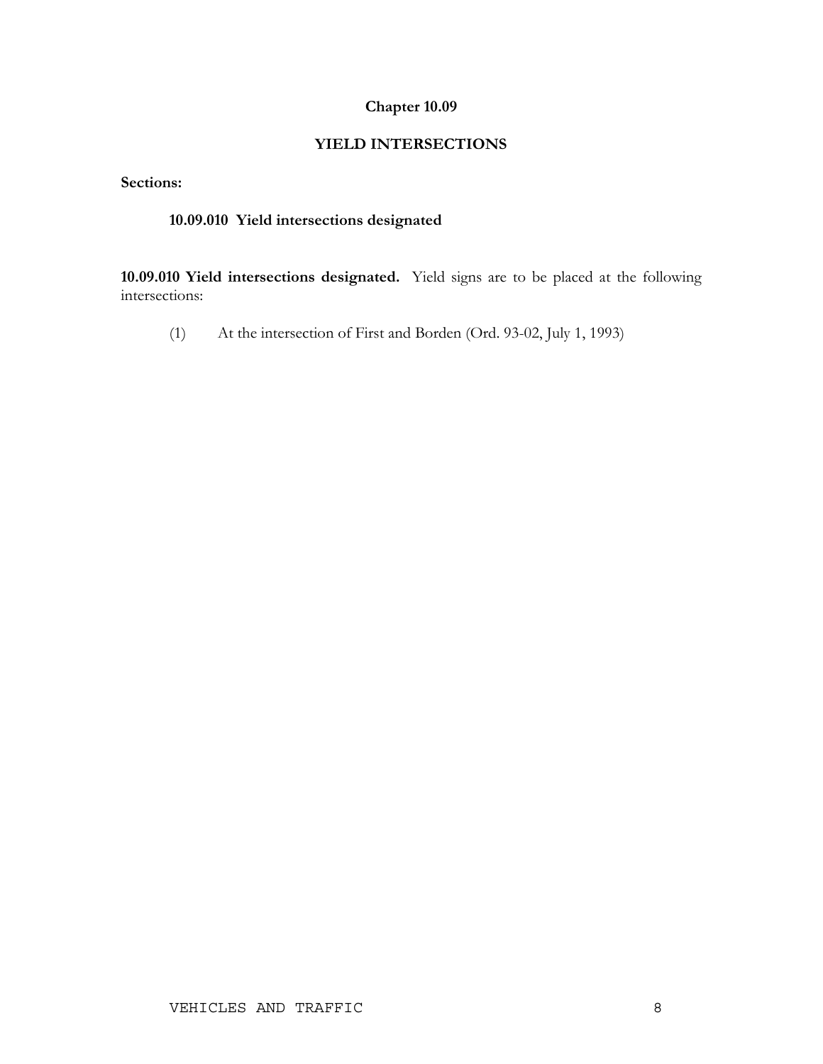# Chapter 10.09

## YIELD INTERSECTIONS

**Sections:**

**10.09.010 Yield intersections designated**

**10.09.010 Yield intersections designated.** Yield signs are to be placed at the following intersections:

(1) At the intersection of First and Borden (Ord. 93-02, July 1, 1993)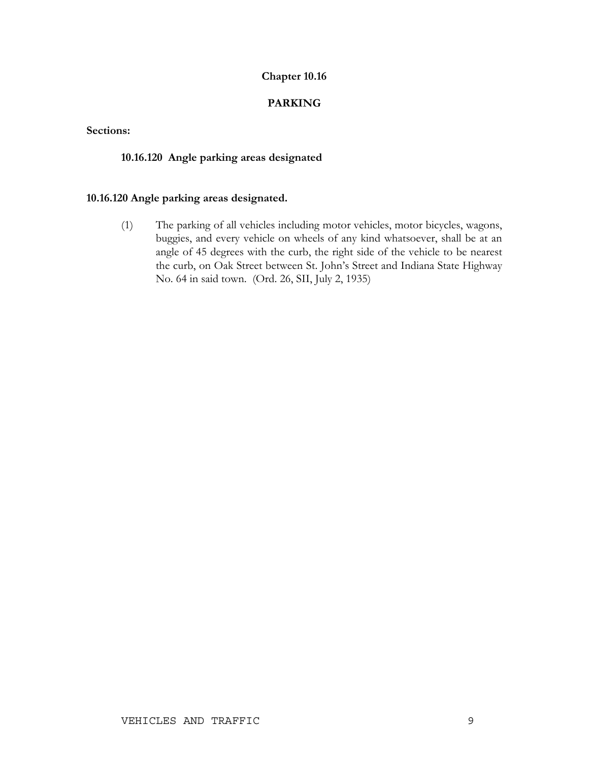# Chapter 10.16

## PARKING

**Sections:**

**10.16.120 Angle parking areas designated**

### 10.16.120 Angle parking areas designated.

(1) The parking of all vehicles including motor vehicles, motor bicycles, wagons, buggies, and every vehicle on wheels of any kind whatsoever, shall be at an angle of 45 degrees with the curb, the right side of the vehicle to be nearest the curb, on Oak Street between St. John's Street and Indiana State Highway No. 64 in said town. (Ord. 26, SII, July 2, 1935)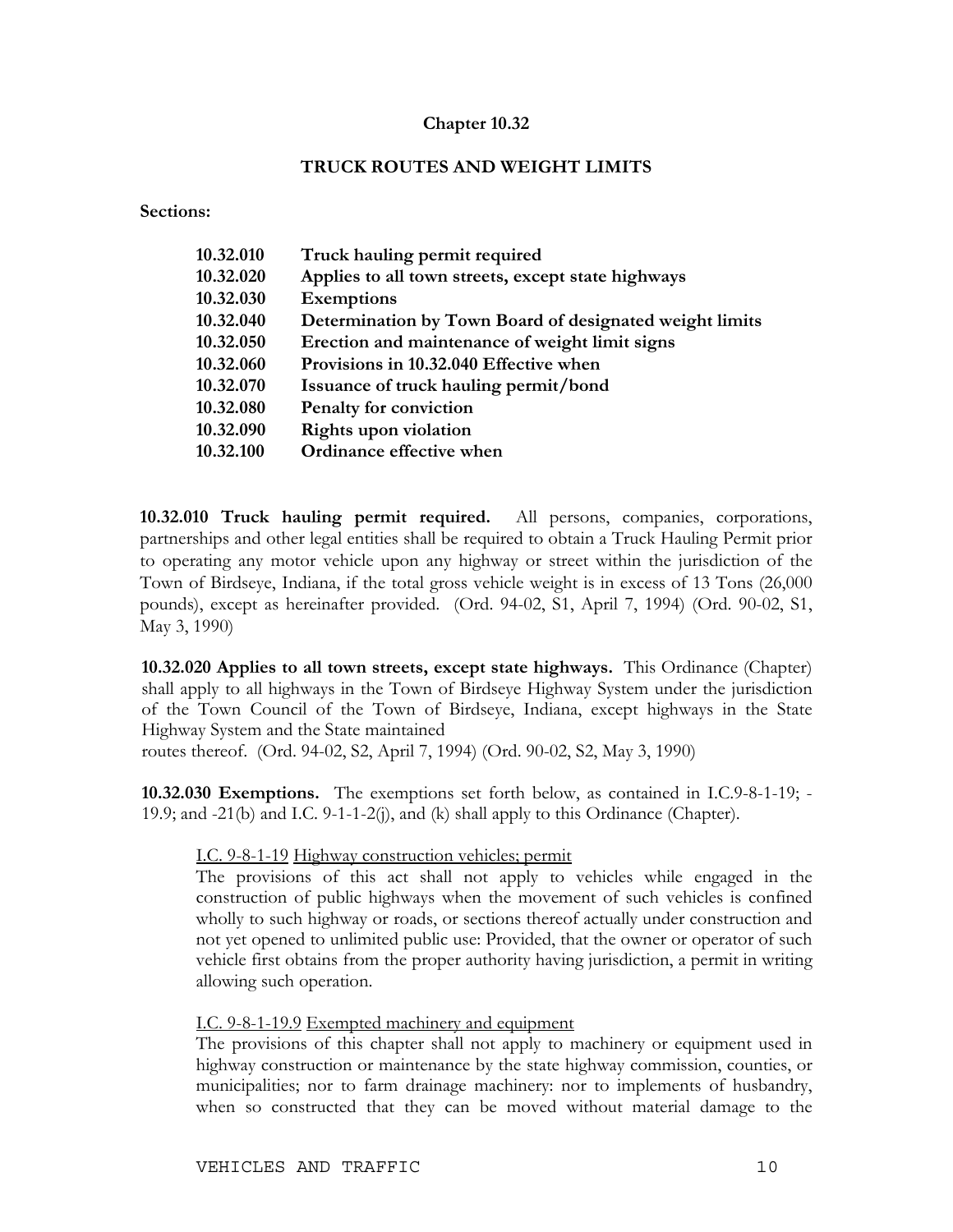## Chapter 10.32

## TRUCK ROUTES AND WEIGHT LIMITS

**Sections:**

| | |
|---|---|
| **10.32.010** | **Truck hauling permit required** |
| **10.32.020** | **Applies to all town streets, except state highways** |
| **10.32.030** | **Exemptions** |
| **10.32.040** | **Determination by Town Board of designated weight limits** |
| **10.32.050** | **Erection and maintenance of weight limit signs** |
| **10.32.060** | **Provisions in 10.32.040 Effective when** |
| **10.32.070** | **Issuance of truck hauling permit/bond** |
| **10.32.080** | **Penalty for conviction** |
| **10.32.090** | **Rights upon violation** |
| **10.32.100** | **Ordinance effective when** |

**10.32.010 Truck hauling permit required.** All persons, companies, corporations, partnerships and other legal entities shall be required to obtain a Truck Hauling Permit prior to operating any motor vehicle upon any highway or street within the jurisdiction of the Town of Birdseye, Indiana, if the total gross vehicle weight is in excess of 13 Tons (26,000 pounds), except as hereinafter provided. (Ord. 94-02, S1, April 7, 1994) (Ord. 90-02, S1, May 3, 1990)

**10.32.020 Applies to all town streets, except state highways.** This Ordinance (Chapter) shall apply to all highways in the Town of Birdseye Highway System under the jurisdiction of the Town Council of the Town of Birdseye, Indiana, except highways in the State Highway System and the State maintained routes thereof. (Ord. 94-02, S2, April 7, 1994) (Ord. 90-02, S2, May 3, 1990)

**10.32.030 Exemptions.** The exemptions set forth below, as contained in I.C.9-8-1-19; -19.9; and -21(b) and I.C. 9-1-1-2(j), and (k) shall apply to this Ordinance (Chapter).

> I.C. 9-8-1-19 Highway construction vehicles; permit
>
> The provisions of this act shall not apply to vehicles while engaged in the construction of public highways when the movement of such vehicles is confined wholly to such highway or roads, or sections thereof actually under construction and not yet opened to unlimited public use: Provided, that the owner or operator of such vehicle first obtains from the proper authority having jurisdiction, a permit in writing allowing such operation.
>
> I.C. 9-8-1-19.9 Exempted machinery and equipment
>
> The provisions of this chapter shall not apply to machinery or equipment used in highway construction or maintenance by the state highway commission, counties, or municipalities; nor to farm drainage machinery: nor to implements of husbandry, when so constructed that they can be moved without material damage to the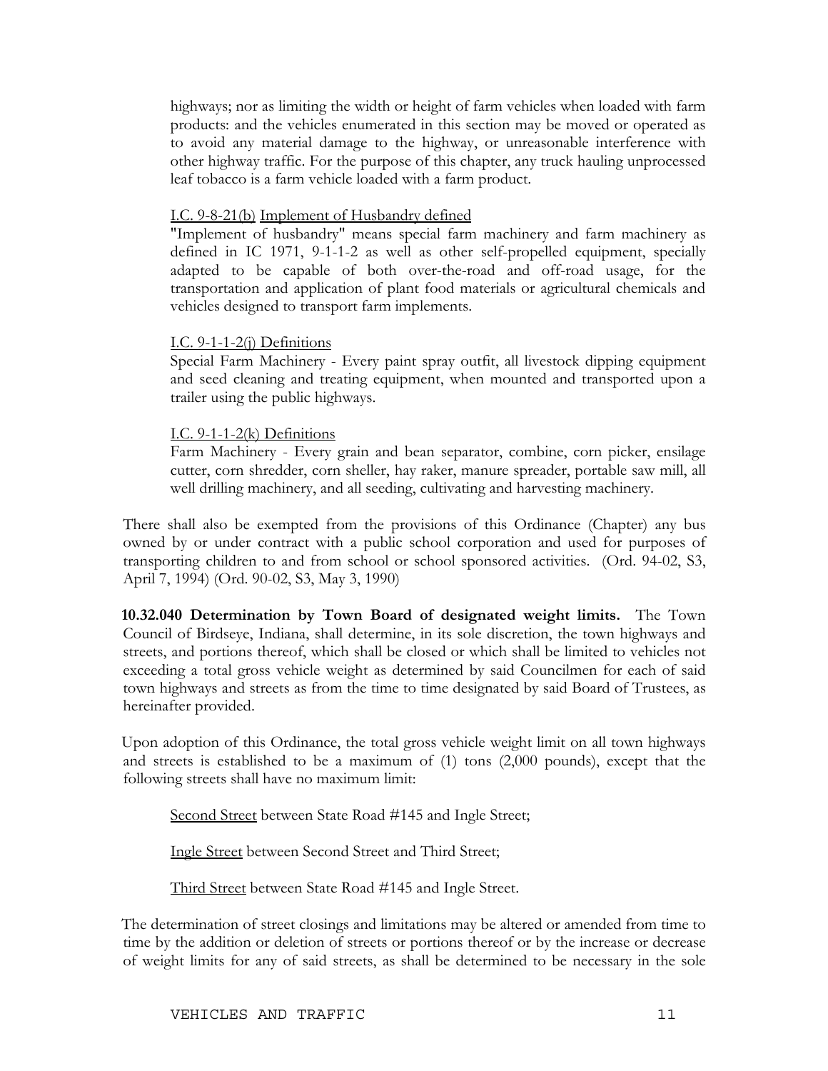highways; nor as limiting the width or height of farm vehicles when loaded with farm products: and the vehicles enumerated in this section may be moved or operated as to avoid any material damage to the highway, or unreasonable interference with other highway traffic. For the purpose of this chapter, any truck hauling unprocessed leaf tobacco is a farm vehicle loaded with a farm product.

I.C. 9-8-21(b) Implement of Husbandry defined
"Implement of husbandry" means special farm machinery and farm machinery as defined in IC 1971, 9-1-1-2 as well as other self-propelled equipment, specially adapted to be capable of both over-the-road and off-road usage, for the transportation and application of plant food materials or agricultural chemicals and vehicles designed to transport farm implements.

I.C. 9-1-1-2(j) Definitions
Special Farm Machinery - Every paint spray outfit, all livestock dipping equipment and seed cleaning and treating equipment, when mounted and transported upon a trailer using the public highways.

I.C. 9-1-1-2(k) Definitions
Farm Machinery - Every grain and bean separator, combine, corn picker, ensilage cutter, corn shredder, corn sheller, hay raker, manure spreader, portable saw mill, all well drilling machinery, and all seeding, cultivating and harvesting machinery.

There shall also be exempted from the provisions of this Ordinance (Chapter) any bus owned by or under contract with a public school corporation and used for purposes of transporting children to and from school or school sponsored activities. (Ord. 94-02, S3, April 7, 1994) (Ord. 90-02, S3, May 3, 1990)

**10.32.040 Determination by Town Board of designated weight limits.** The Town Council of Birdseye, Indiana, shall determine, in its sole discretion, the town highways and streets, and portions thereof, which shall be closed or which shall be limited to vehicles not exceeding a total gross vehicle weight as determined by said Councilmen for each of said town highways and streets as from the time to time designated by said Board of Trustees, as hereinafter provided.

Upon adoption of this Ordinance, the total gross vehicle weight limit on all town highways and streets is established to be a maximum of (1) tons (2,000 pounds), except that the following streets shall have no maximum limit:

Second Street between State Road #145 and Ingle Street;

Ingle Street between Second Street and Third Street;

Third Street between State Road #145 and Ingle Street.

The determination of street closings and limitations may be altered or amended from time to time by the addition or deletion of streets or portions thereof or by the increase or decrease of weight limits for any of said streets, as shall be determined to be necessary in the sole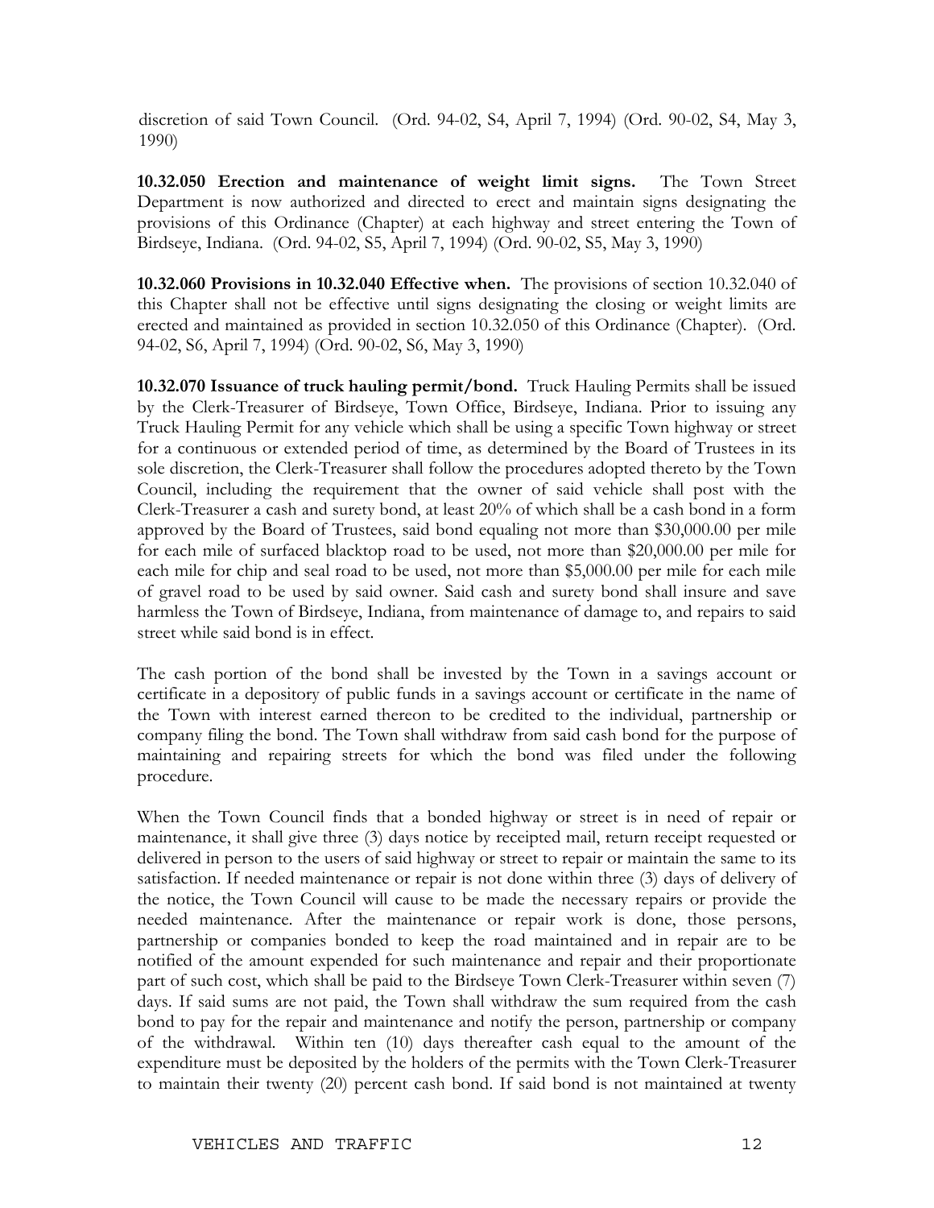discretion of said Town Council. (Ord. 94-02, S4, April 7, 1994) (Ord. 90-02, S4, May 3, 1990)

**10.32.050 Erection and maintenance of weight limit signs.** The Town Street Department is now authorized and directed to erect and maintain signs designating the provisions of this Ordinance (Chapter) at each highway and street entering the Town of Birdseye, Indiana. (Ord. 94-02, S5, April 7, 1994) (Ord. 90-02, S5, May 3, 1990)

**10.32.060 Provisions in 10.32.040 Effective when.** The provisions of section 10.32.040 of this Chapter shall not be effective until signs designating the closing or weight limits are erected and maintained as provided in section 10.32.050 of this Ordinance (Chapter). (Ord. 94-02, S6, April 7, 1994) (Ord. 90-02, S6, May 3, 1990)

**10.32.070 Issuance of truck hauling permit/bond.** Truck Hauling Permits shall be issued by the Clerk-Treasurer of Birdseye, Town Office, Birdseye, Indiana. Prior to issuing any Truck Hauling Permit for any vehicle which shall be using a specific Town highway or street for a continuous or extended period of time, as determined by the Board of Trustees in its sole discretion, the Clerk-Treasurer shall follow the procedures adopted thereto by the Town Council, including the requirement that the owner of said vehicle shall post with the Clerk-Treasurer a cash and surety bond, at least 20% of which shall be a cash bond in a form approved by the Board of Trustees, said bond equaling not more than $30,000.00 per mile for each mile of surfaced blacktop road to be used, not more than $20,000.00 per mile for each mile for chip and seal road to be used, not more than $5,000.00 per mile for each mile of gravel road to be used by said owner. Said cash and surety bond shall insure and save harmless the Town of Birdseye, Indiana, from maintenance of damage to, and repairs to said street while said bond is in effect.

The cash portion of the bond shall be invested by the Town in a savings account or certificate in a depository of public funds in a savings account or certificate in the name of the Town with interest earned thereon to be credited to the individual, partnership or company filing the bond. The Town shall withdraw from said cash bond for the purpose of maintaining and repairing streets for which the bond was filed under the following procedure.

When the Town Council finds that a bonded highway or street is in need of repair or maintenance, it shall give three (3) days notice by receipted mail, return receipt requested or delivered in person to the users of said highway or street to repair or maintain the same to its satisfaction. If needed maintenance or repair is not done within three (3) days of delivery of the notice, the Town Council will cause to be made the necessary repairs or provide the needed maintenance. After the maintenance or repair work is done, those persons, partnership or companies bonded to keep the road maintained and in repair are to be notified of the amount expended for such maintenance and repair and their proportionate part of such cost, which shall be paid to the Birdseye Town Clerk-Treasurer within seven (7) days. If said sums are not paid, the Town shall withdraw the sum required from the cash bond to pay for the repair and maintenance and notify the person, partnership or company of the withdrawal. Within ten (10) days thereafter cash equal to the amount of the expenditure must be deposited by the holders of the permits with the Town Clerk-Treasurer to maintain their twenty (20) percent cash bond. If said bond is not maintained at twenty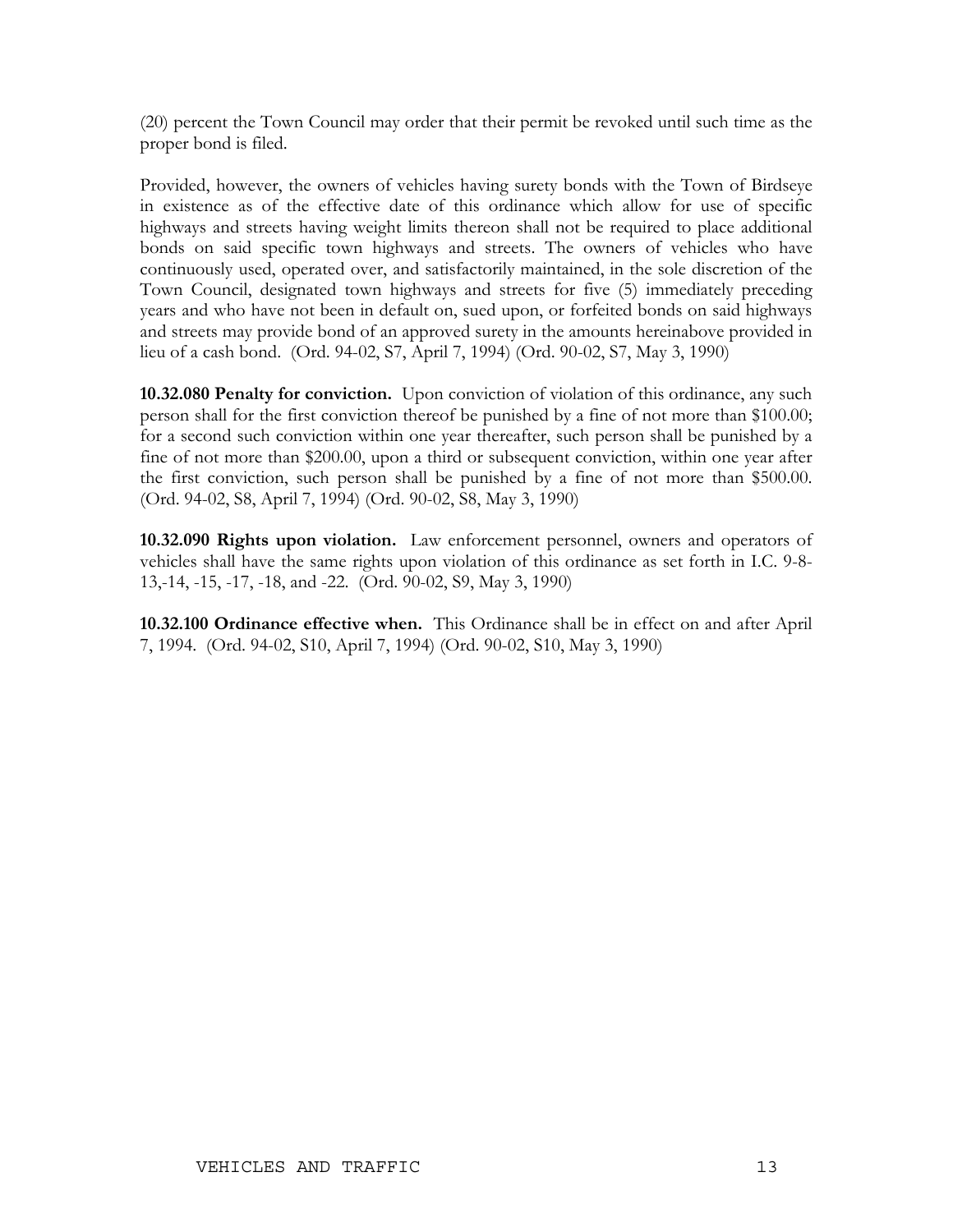(20) percent the Town Council may order that their permit be revoked until such time as the proper bond is filed.

Provided, however, the owners of vehicles having surety bonds with the Town of Birdseye in existence as of the effective date of this ordinance which allow for use of specific highways and streets having weight limits thereon shall not be required to place additional bonds on said specific town highways and streets. The owners of vehicles who have continuously used, operated over, and satisfactorily maintained, in the sole discretion of the Town Council, designated town highways and streets for five (5) immediately preceding years and who have not been in default on, sued upon, or forfeited bonds on said highways and streets may provide bond of an approved surety in the amounts hereinabove provided in lieu of a cash bond. (Ord. 94-02, S7, April 7, 1994) (Ord. 90-02, S7, May 3, 1990)

**10.32.080 Penalty for conviction.** Upon conviction of violation of this ordinance, any such person shall for the first conviction thereof be punished by a fine of not more than $100.00; for a second such conviction within one year thereafter, such person shall be punished by a fine of not more than $200.00, upon a third or subsequent conviction, within one year after the first conviction, such person shall be punished by a fine of not more than $500.00. (Ord. 94-02, S8, April 7, 1994) (Ord. 90-02, S8, May 3, 1990)

**10.32.090 Rights upon violation.** Law enforcement personnel, owners and operators of vehicles shall have the same rights upon violation of this ordinance as set forth in I.C. 9-8-13,-14, -15, -17, -18, and -22. (Ord. 90-02, S9, May 3, 1990)

**10.32.100 Ordinance effective when.** This Ordinance shall be in effect on and after April 7, 1994. (Ord. 94-02, S10, April 7, 1994) (Ord. 90-02, S10, May 3, 1990)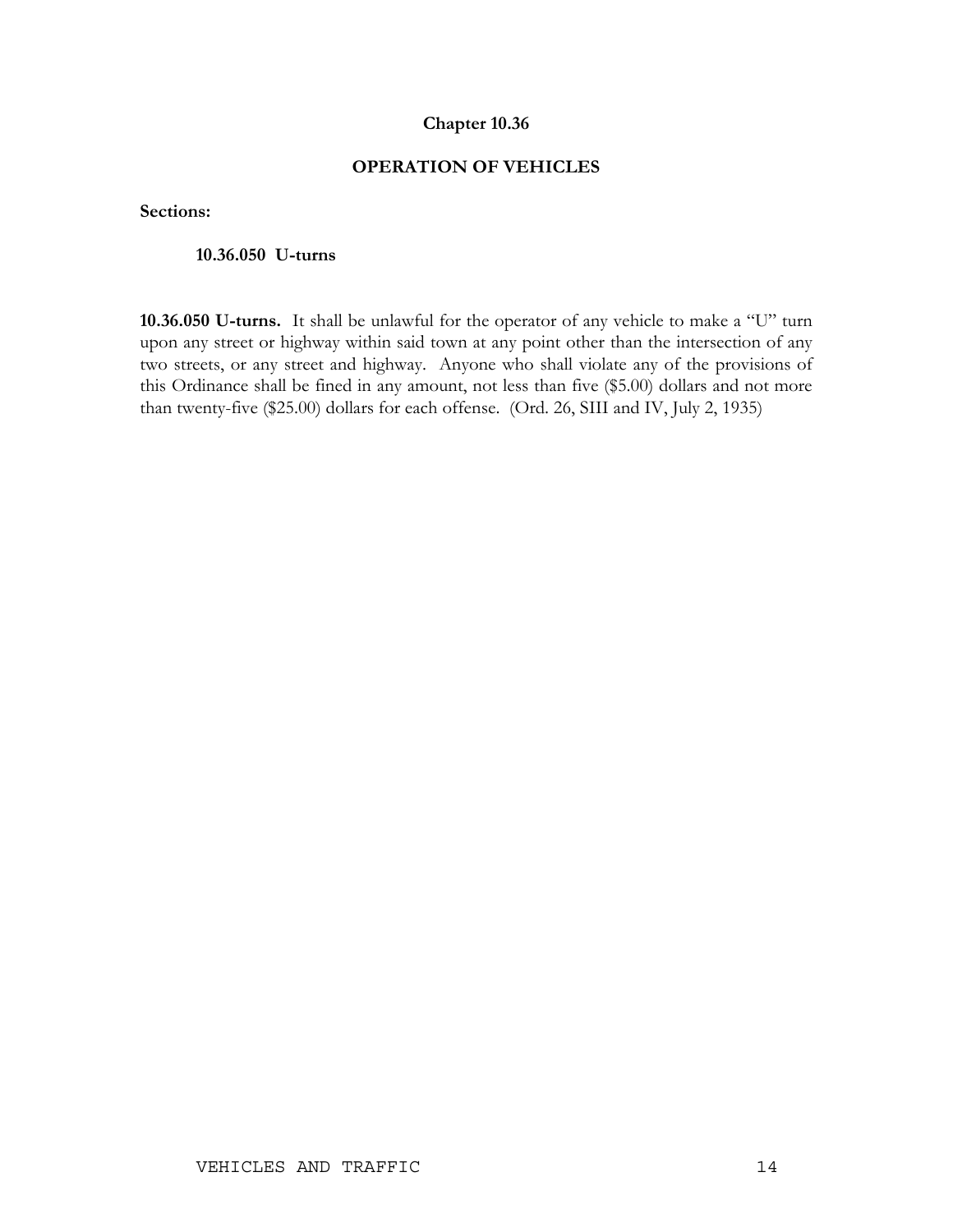## Chapter 10.36

## OPERATION OF VEHICLES

**Sections:**

**10.36.050 U-turns**

**10.36.050 U-turns.** It shall be unlawful for the operator of any vehicle to make a "U" turn upon any street or highway within said town at any point other than the intersection of any two streets, or any street and highway. Anyone who shall violate any of the provisions of this Ordinance shall be fined in any amount, not less than five ($5.00) dollars and not more than twenty-five ($25.00) dollars for each offense. (Ord. 26, SIII and IV, July 2, 1935)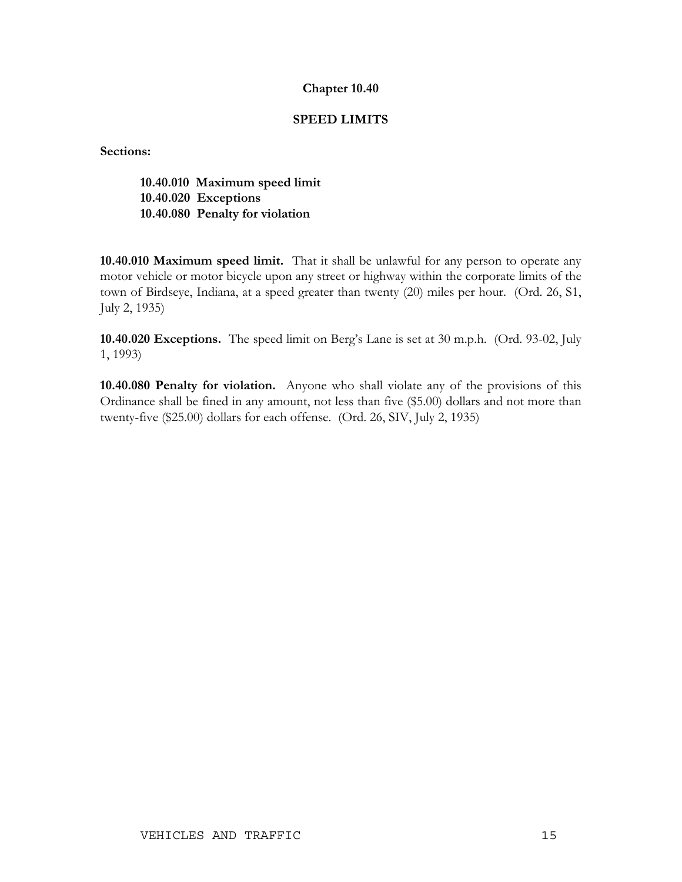# Chapter 10.40

## SPEED LIMITS

**Sections:**

**10.40.010 Maximum speed limit**
**10.40.020 Exceptions**
**10.40.080 Penalty for violation**

**10.40.010 Maximum speed limit.** That it shall be unlawful for any person to operate any motor vehicle or motor bicycle upon any street or highway within the corporate limits of the town of Birdseye, Indiana, at a speed greater than twenty (20) miles per hour. (Ord. 26, S1, July 2, 1935)

**10.40.020 Exceptions.** The speed limit on Berg's Lane is set at 30 m.p.h. (Ord. 93-02, July 1, 1993)

**10.40.080 Penalty for violation.** Anyone who shall violate any of the provisions of this Ordinance shall be fined in any amount, not less than five ($5.00) dollars and not more than twenty-five ($25.00) dollars for each offense. (Ord. 26, SIV, July 2, 1935)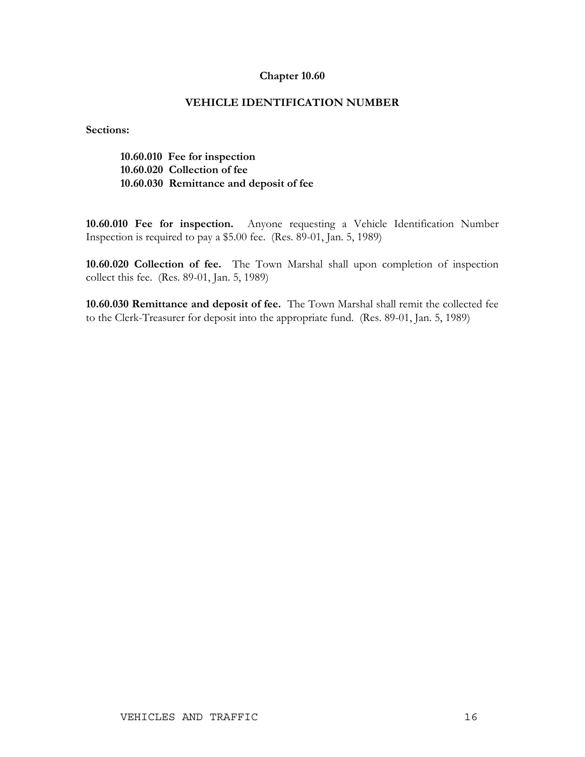## Chapter 10.60

## VEHICLE IDENTIFICATION NUMBER

**Sections:**

**10.60.010 Fee for inspection**
**10.60.020 Collection of fee**
**10.60.030 Remittance and deposit of fee**

**10.60.010 Fee for inspection.** Anyone requesting a Vehicle Identification Number Inspection is required to pay a $5.00 fee. (Res. 89-01, Jan. 5, 1989)

**10.60.020 Collection of fee.** The Town Marshal shall upon completion of inspection collect this fee. (Res. 89-01, Jan. 5, 1989)

**10.60.030 Remittance and deposit of fee.** The Town Marshal shall remit the collected fee to the Clerk-Treasurer for deposit into the appropriate fund. (Res. 89-01, Jan. 5, 1989)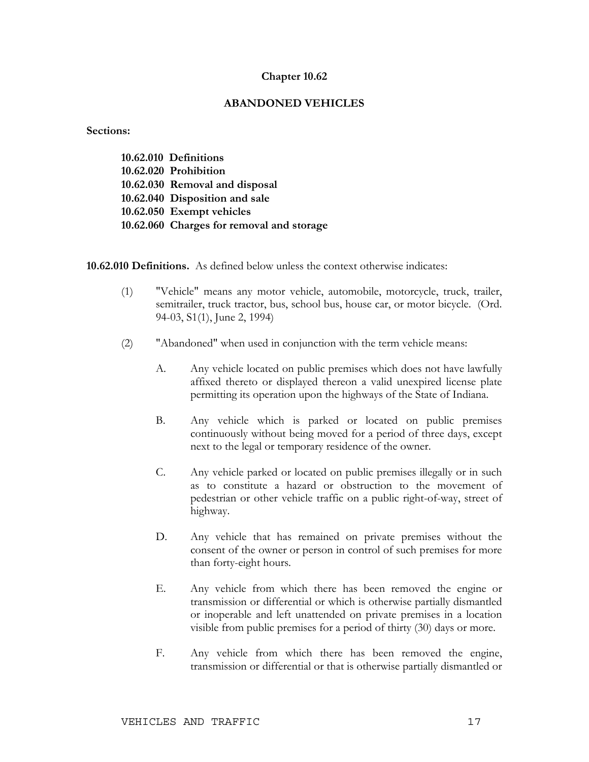# Chapter 10.62

## ABANDONED VEHICLES

**Sections:**

**10.62.010 Definitions**
**10.62.020 Prohibition**
**10.62.030 Removal and disposal**
**10.62.040 Disposition and sale**
**10.62.050 Exempt vehicles**
**10.62.060 Charges for removal and storage**

**10.62.010 Definitions.** As defined below unless the context otherwise indicates:

(1) "Vehicle" means any motor vehicle, automobile, motorcycle, truck, trailer, semitrailer, truck tractor, bus, school bus, house car, or motor bicycle. (Ord. 94-03, S1(1), June 2, 1994)

(2) "Abandoned" when used in conjunction with the term vehicle means:

A. Any vehicle located on public premises which does not have lawfully affixed thereto or displayed thereon a valid unexpired license plate permitting its operation upon the highways of the State of Indiana.

B. Any vehicle which is parked or located on public premises continuously without being moved for a period of three days, except next to the legal or temporary residence of the owner.

C. Any vehicle parked or located on public premises illegally or in such as to constitute a hazard or obstruction to the movement of pedestrian or other vehicle traffic on a public right-of-way, street of highway.

D. Any vehicle that has remained on private premises without the consent of the owner or person in control of such premises for more than forty-eight hours.

E. Any vehicle from which there has been removed the engine or transmission or differential or which is otherwise partially dismantled or inoperable and left unattended on private premises in a location visible from public premises for a period of thirty (30) days or more.

F. Any vehicle from which there has been removed the engine, transmission or differential or that is otherwise partially dismantled or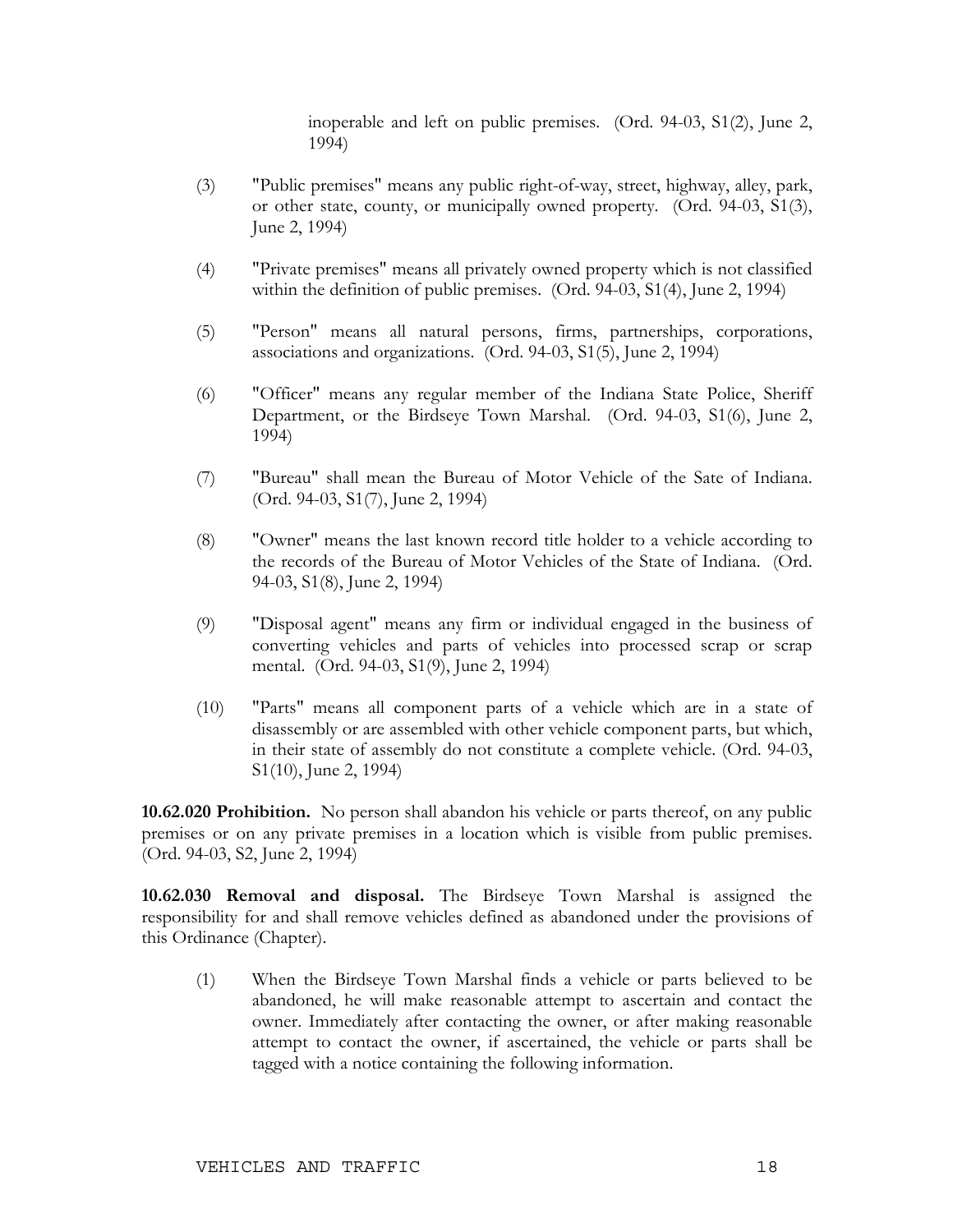inoperable and left on public premises. (Ord. 94-03, S1(2), June 2, 1994)

(3) "Public premises" means any public right-of-way, street, highway, alley, park, or other state, county, or municipally owned property. (Ord. 94-03, S1(3), June 2, 1994)

(4) "Private premises" means all privately owned property which is not classified within the definition of public premises. (Ord. 94-03, S1(4), June 2, 1994)

(5) "Person" means all natural persons, firms, partnerships, corporations, associations and organizations. (Ord. 94-03, S1(5), June 2, 1994)

(6) "Officer" means any regular member of the Indiana State Police, Sheriff Department, or the Birdseye Town Marshal. (Ord. 94-03, S1(6), June 2, 1994)

(7) "Bureau" shall mean the Bureau of Motor Vehicle of the Sate of Indiana. (Ord. 94-03, S1(7), June 2, 1994)

(8) "Owner" means the last known record title holder to a vehicle according to the records of the Bureau of Motor Vehicles of the State of Indiana. (Ord. 94-03, S1(8), June 2, 1994)

(9) "Disposal agent" means any firm or individual engaged in the business of converting vehicles and parts of vehicles into processed scrap or scrap mental. (Ord. 94-03, S1(9), June 2, 1994)

(10) "Parts" means all component parts of a vehicle which are in a state of disassembly or are assembled with other vehicle component parts, but which, in their state of assembly do not constitute a complete vehicle. (Ord. 94-03, S1(10), June 2, 1994)

**10.62.020 Prohibition.** No person shall abandon his vehicle or parts thereof, on any public premises or on any private premises in a location which is visible from public premises. (Ord. 94-03, S2, June 2, 1994)

**10.62.030 Removal and disposal.** The Birdseye Town Marshal is assigned the responsibility for and shall remove vehicles defined as abandoned under the provisions of this Ordinance (Chapter).

(1) When the Birdseye Town Marshal finds a vehicle or parts believed to be abandoned, he will make reasonable attempt to ascertain and contact the owner. Immediately after contacting the owner, or after making reasonable attempt to contact the owner, if ascertained, the vehicle or parts shall be tagged with a notice containing the following information.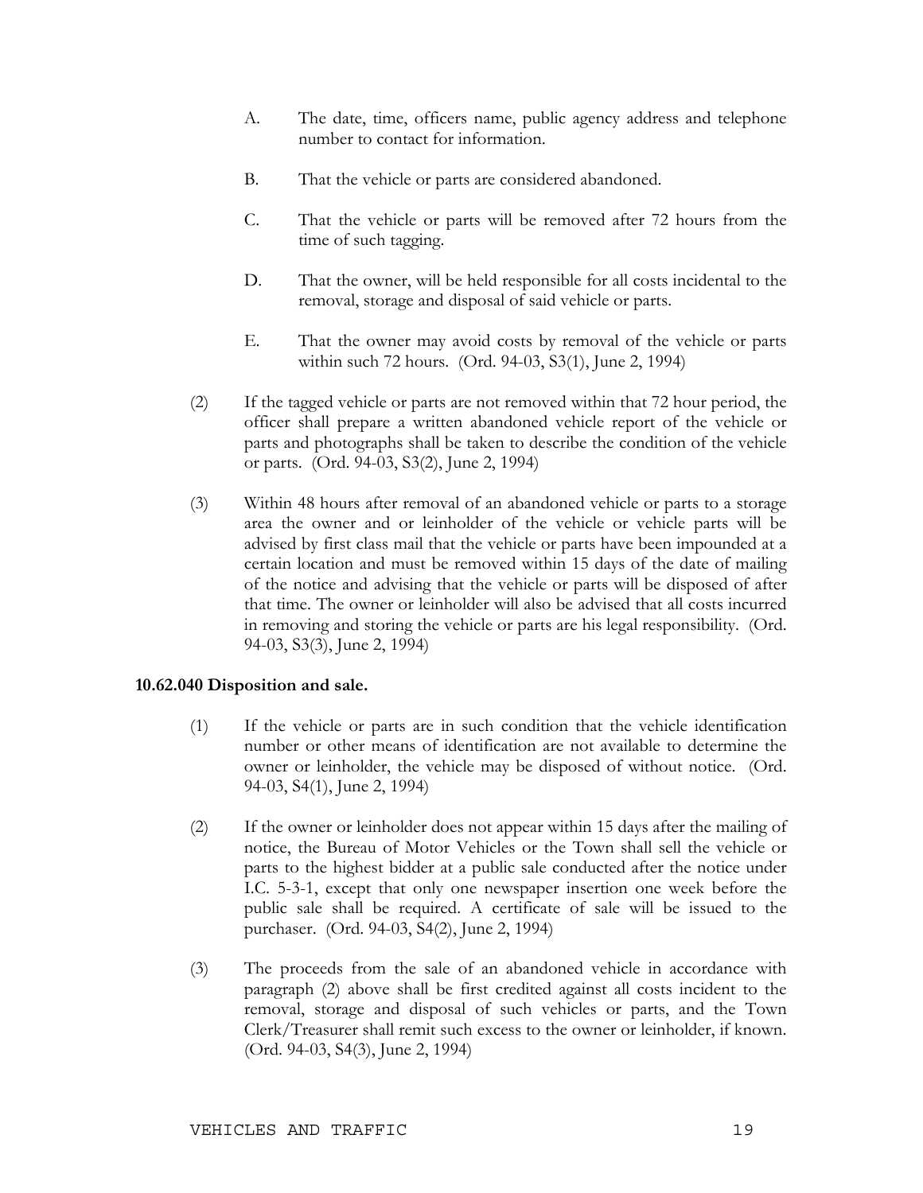A. The date, time, officers name, public agency address and telephone number to contact for information.

B. That the vehicle or parts are considered abandoned.

C. That the vehicle or parts will be removed after 72 hours from the time of such tagging.

D. That the owner, will be held responsible for all costs incidental to the removal, storage and disposal of said vehicle or parts.

E. That the owner may avoid costs by removal of the vehicle or parts within such 72 hours. (Ord. 94-03, S3(1), June 2, 1994)

(2) If the tagged vehicle or parts are not removed within that 72 hour period, the officer shall prepare a written abandoned vehicle report of the vehicle or parts and photographs shall be taken to describe the condition of the vehicle or parts. (Ord. 94-03, S3(2), June 2, 1994)

(3) Within 48 hours after removal of an abandoned vehicle or parts to a storage area the owner and or leinholder of the vehicle or vehicle parts will be advised by first class mail that the vehicle or parts have been impounded at a certain location and must be removed within 15 days of the date of mailing of the notice and advising that the vehicle or parts will be disposed of after that time. The owner or leinholder will also be advised that all costs incurred in removing and storing the vehicle or parts are his legal responsibility. (Ord. 94-03, S3(3), June 2, 1994)

**10.62.040 Disposition and sale.**

(1) If the vehicle or parts are in such condition that the vehicle identification number or other means of identification are not available to determine the owner or leinholder, the vehicle may be disposed of without notice. (Ord. 94-03, S4(1), June 2, 1994)

(2) If the owner or leinholder does not appear within 15 days after the mailing of notice, the Bureau of Motor Vehicles or the Town shall sell the vehicle or parts to the highest bidder at a public sale conducted after the notice under I.C. 5-3-1, except that only one newspaper insertion one week before the public sale shall be required. A certificate of sale will be issued to the purchaser. (Ord. 94-03, S4(2), June 2, 1994)

(3) The proceeds from the sale of an abandoned vehicle in accordance with paragraph (2) above shall be first credited against all costs incident to the removal, storage and disposal of such vehicles or parts, and the Town Clerk/Treasurer shall remit such excess to the owner or leinholder, if known. (Ord. 94-03, S4(3), June 2, 1994)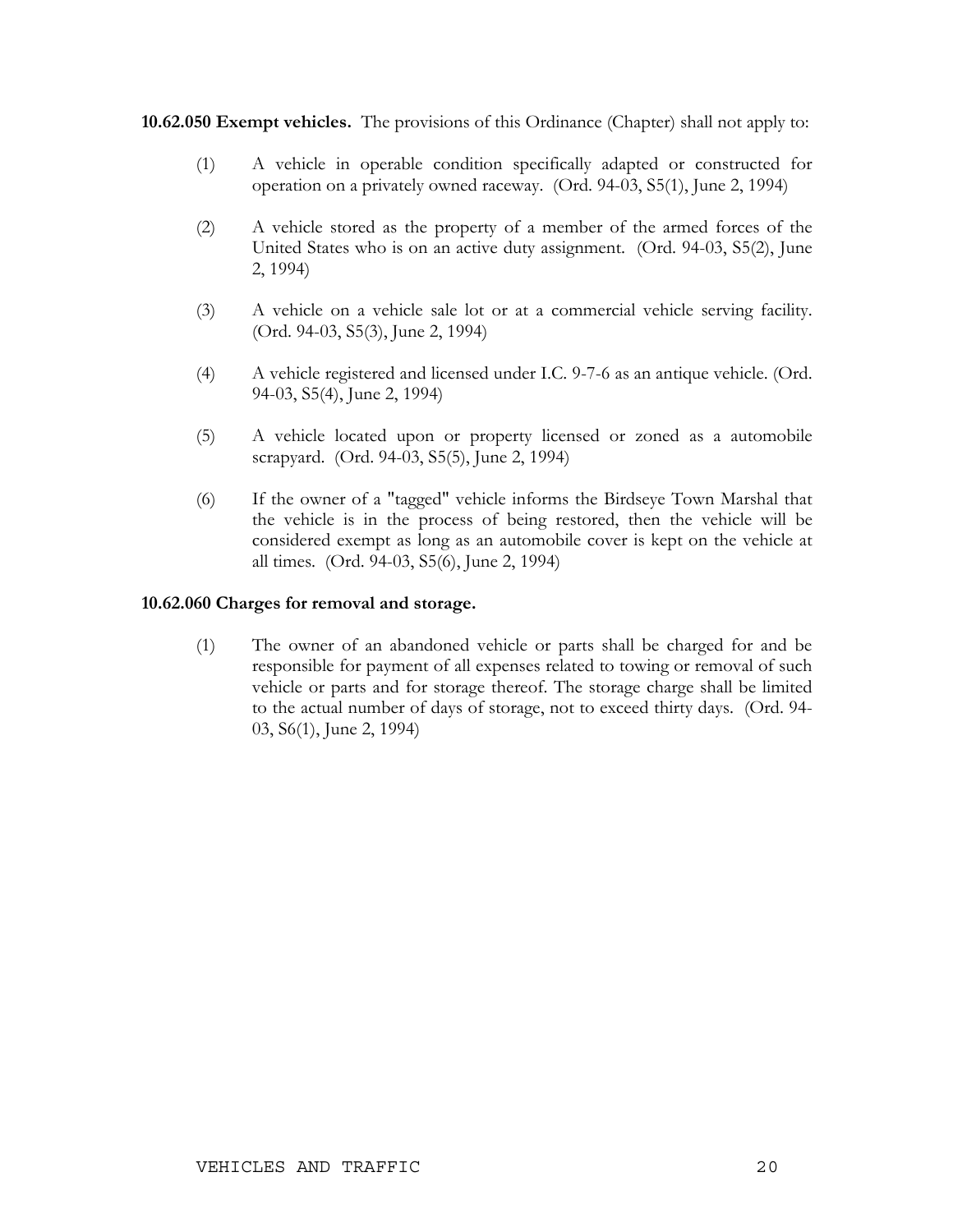**10.62.050 Exempt vehicles.** The provisions of this Ordinance (Chapter) shall not apply to:

(1) A vehicle in operable condition specifically adapted or constructed for operation on a privately owned raceway. (Ord. 94-03, S5(1), June 2, 1994)

(2) A vehicle stored as the property of a member of the armed forces of the United States who is on an active duty assignment. (Ord. 94-03, S5(2), June 2, 1994)

(3) A vehicle on a vehicle sale lot or at a commercial vehicle serving facility. (Ord. 94-03, S5(3), June 2, 1994)

(4) A vehicle registered and licensed under I.C. 9-7-6 as an antique vehicle. (Ord. 94-03, S5(4), June 2, 1994)

(5) A vehicle located upon or property licensed or zoned as a automobile scrapyard. (Ord. 94-03, S5(5), June 2, 1994)

(6) If the owner of a "tagged" vehicle informs the Birdseye Town Marshal that the vehicle is in the process of being restored, then the vehicle will be considered exempt as long as an automobile cover is kept on the vehicle at all times. (Ord. 94-03, S5(6), June 2, 1994)

**10.62.060 Charges for removal and storage.**

(1) The owner of an abandoned vehicle or parts shall be charged for and be responsible for payment of all expenses related to towing or removal of such vehicle or parts and for storage thereof. The storage charge shall be limited to the actual number of days of storage, not to exceed thirty days. (Ord. 94-03, S6(1), June 2, 1994)